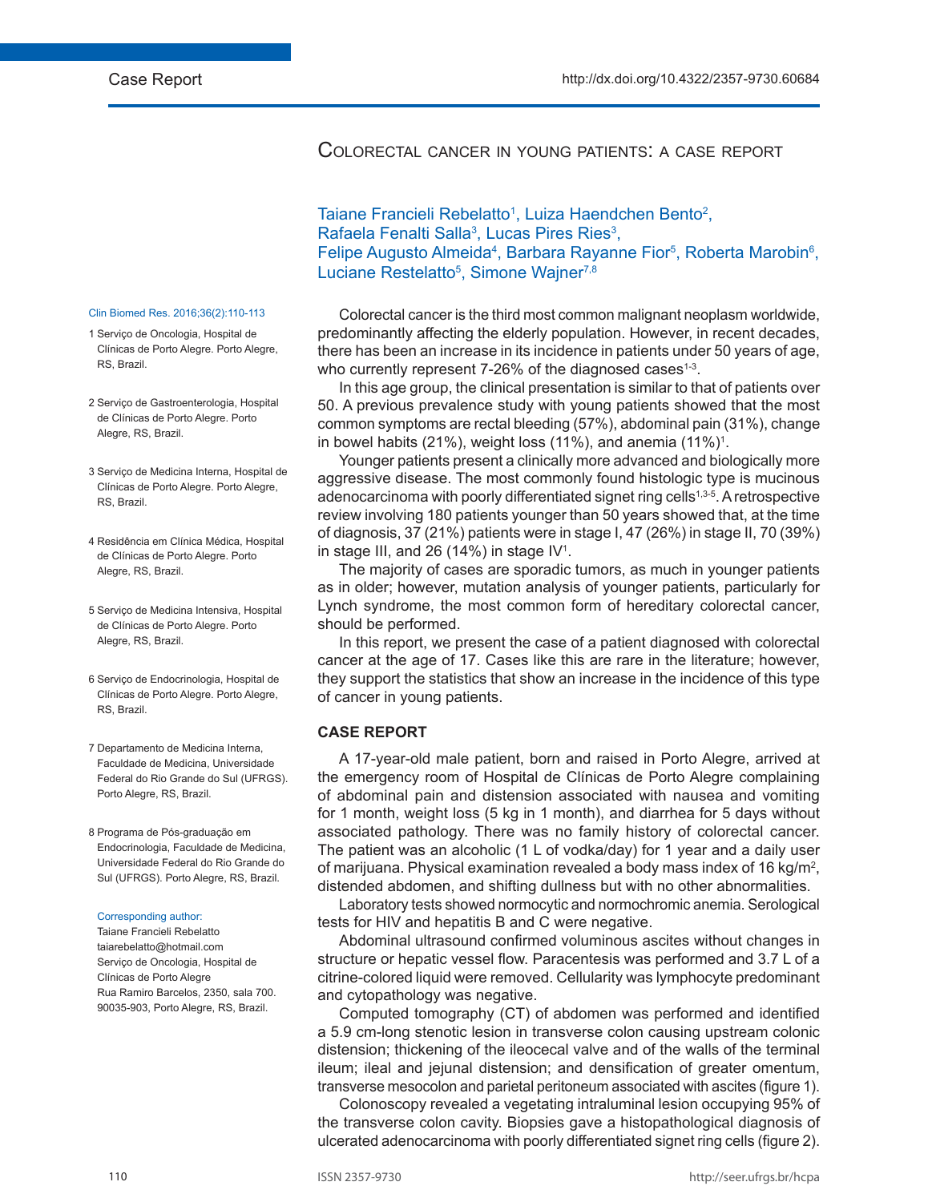Case Report

http://dx.doi.org/10.4322/2357-9730.60684

# Colorectal cancer in young patients: a case report

Taiane Francieli Rebelatto[1], Luiza Haendchen Bento[2], Rafaela Fenalti Salla[3], Lucas Pires Ries[3], Felipe Augusto Almeida[4], Barbara Rayanne Fior[5], Roberta Marobin[6], Luciane Restelatto[5], Simone Wajner[7,8]

1 Serviço de Oncologia, Hospital de Clínicas de Porto Alegre. Porto Alegre, RS, Brazil.

2 Serviço de Gastroenterologia, Hospital de Clínicas de Porto Alegre. Porto Alegre, RS, Brazil.

3 Serviço de Medicina Interna, Hospital de Clínicas de Porto Alegre. Porto Alegre, RS, Brazil.

4 Residência em Clínica Médica, Hospital de Clínicas de Porto Alegre. Porto Alegre, RS, Brazil.

5 Serviço de Medicina Intensiva, Hospital de Clínicas de Porto Alegre. Porto Alegre, RS, Brazil.

6 Serviço de Endocrinologia, Hospital de Clínicas de Porto Alegre. Porto Alegre, RS, Brazil.

7 Departamento de Medicina Interna, Faculdade de Medicina, Universidade Federal do Rio Grande do Sul (UFRGS). Porto Alegre, RS, Brazil.

8 Programa de Pós-graduação em Endocrinologia, Faculdade de Medicina, Universidade Federal do Rio Grande do Sul (UFRGS). Porto Alegre, RS, Brazil.

Corresponding author:
Taiane Francieli Rebelatto
taiarebelatto@hotmail.com
Serviço de Oncologia, Hospital de Clínicas de Porto Alegre
Rua Ramiro Barcelos, 2350, sala 700.
90035-903, Porto Alegre, RS, Brazil.

Colorectal cancer is the third most common malignant neoplasm worldwide, predominantly affecting the elderly population. However, in recent decades, there has been an increase in its incidence in patients under 50 years of age, who currently represent 7-26% of the diagnosed cases[1-3].

In this age group, the clinical presentation is similar to that of patients over 50. A previous prevalence study with young patients showed that the most common symptoms are rectal bleeding (57%), abdominal pain (31%), change in bowel habits (21%), weight loss (11%), and anemia (11%)[1].

Younger patients present a clinically more advanced and biologically more aggressive disease. The most commonly found histologic type is mucinous adenocarcinoma with poorly differentiated signet ring cells[1,3-5]. A retrospective review involving 180 patients younger than 50 years showed that, at the time of diagnosis, 37 (21%) patients were in stage I, 47 (26%) in stage II, 70 (39%) in stage III, and 26 (14%) in stage IV[1].

The majority of cases are sporadic tumors, as much in younger patients as in older; however, mutation analysis of younger patients, particularly for Lynch syndrome, the most common form of hereditary colorectal cancer, should be performed.

In this report, we present the case of a patient diagnosed with colorectal cancer at the age of 17. Cases like this are rare in the literature; however, they support the statistics that show an increase in the incidence of this type of cancer in young patients.

## CASE REPORT

A 17-year-old male patient, born and raised in Porto Alegre, arrived at the emergency room of Hospital de Clínicas de Porto Alegre complaining of abdominal pain and distension associated with nausea and vomiting for 1 month, weight loss (5 kg in 1 month), and diarrhea for 5 days without associated pathology. There was no family history of colorectal cancer. The patient was an alcoholic (1 L of vodka/day) for 1 year and a daily user of marijuana. Physical examination revealed a body mass index of 16 kg/m$^2$, distended abdomen, and shifting dullness but with no other abnormalities.

Laboratory tests showed normocytic and normochromic anemia. Serological tests for HIV and hepatitis B and C were negative.

Abdominal ultrasound confirmed voluminous ascites without changes in structure or hepatic vessel flow. Paracentesis was performed and 3.7 L of a citrine-colored liquid were removed. Cellularity was lymphocyte predominant and cytopathology was negative.

Computed tomography (CT) of abdomen was performed and identified a 5.9 cm-long stenotic lesion in transverse colon causing upstream colonic distension; thickening of the ileocecal valve and of the walls of the terminal ileum; ileal and jejunal distension; and densification of greater omentum, transverse mesocolon and parietal peritoneum associated with ascites (figure 1).

Colonoscopy revealed a vegetating intraluminal lesion occupying 95% of the transverse colon cavity. Biopsies gave a histopathological diagnosis of ulcerated adenocarcinoma with poorly differentiated signet ring cells (figure 2).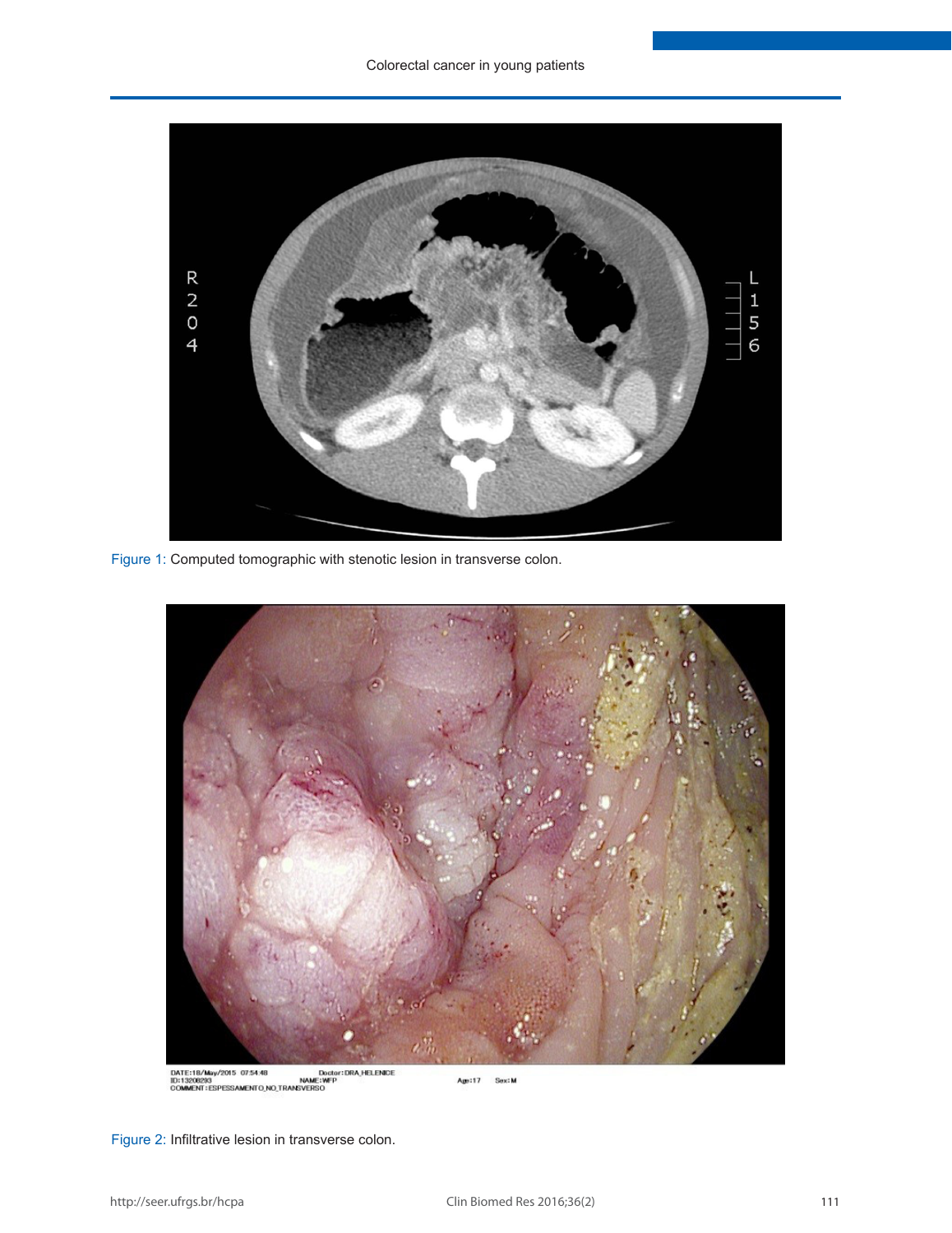Figure 1: Computed tomographic with stenotic lesion in transverse colon.

Figure 2: Infiltrative lesion in transverse colon.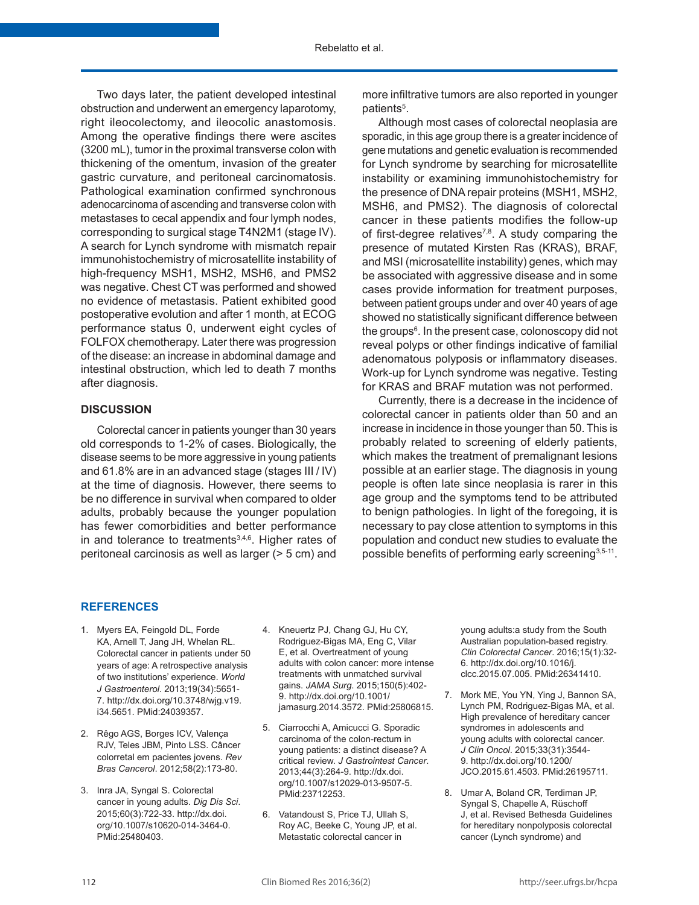Two days later, the patient developed intestinal obstruction and underwent an emergency laparotomy, right ileocolectomy, and ileocolic anastomosis. Among the operative findings there were ascites (3200 mL), tumor in the proximal transverse colon with thickening of the omentum, invasion of the greater gastric curvature, and peritoneal carcinomatosis. Pathological examination confirmed synchronous adenocarcinoma of ascending and transverse colon with metastases to cecal appendix and four lymph nodes, corresponding to surgical stage T4N2M1 (stage IV). A search for Lynch syndrome with mismatch repair immunohistochemistry of microsatellite instability of high-frequency MSH1, MSH2, MSH6, and PMS2 was negative. Chest CT was performed and showed no evidence of metastasis. Patient exhibited good postoperative evolution and after 1 month, at ECOG performance status 0, underwent eight cycles of FOLFOX chemotherapy. Later there was progression of the disease: an increase in abdominal damage and intestinal obstruction, which led to death 7 months after diagnosis.

## DISCUSSION

Colorectal cancer in patients younger than 30 years old corresponds to 1-2% of cases. Biologically, the disease seems to be more aggressive in young patients and 61.8% are in an advanced stage (stages III / IV) at the time of diagnosis. However, there seems to be no difference in survival when compared to older adults, probably because the younger population has fewer comorbidities and better performance in and tolerance to treatments[3,4,6]. Higher rates of peritoneal carcinosis as well as larger (> 5 cm) and more infiltrative tumors are also reported in younger patients[5].

Although most cases of colorectal neoplasia are sporadic, in this age group there is a greater incidence of gene mutations and genetic evaluation is recommended for Lynch syndrome by searching for microsatellite instability or examining immunohistochemistry for the presence of DNA repair proteins (MSH1, MSH2, MSH6, and PMS2). The diagnosis of colorectal cancer in these patients modifies the follow-up of first-degree relatives[7,8]. A study comparing the presence of mutated Kirsten Ras (KRAS), BRAF, and MSI (microsatellite instability) genes, which may be associated with aggressive disease and in some cases provide information for treatment purposes, between patient groups under and over 40 years of age showed no statistically significant difference between the groups[6]. In the present case, colonoscopy did not reveal polyps or other findings indicative of familial adenomatous polyposis or inflammatory diseases. Work-up for Lynch syndrome was negative. Testing for KRAS and BRAF mutation was not performed.

Currently, there is a decrease in the incidence of colorectal cancer in patients older than 50 and an increase in incidence in those younger than 50. This is probably related to screening of elderly patients, which makes the treatment of premalignant lesions possible at an earlier stage. The diagnosis in young people is often late since neoplasia is rarer in this age group and the symptoms tend to be attributed to benign pathologies. In light of the foregoing, it is necessary to pay close attention to symptoms in this population and conduct new studies to evaluate the possible benefits of performing early screening[3,5-11].

## REFERENCES

1. Myers EA, Feingold DL, Forde KA, Arnell T, Jang JH, Whelan RL. Colorectal cancer in patients under 50 years of age: A retrospective analysis of two institutions' experience. *World J Gastroenterol*. 2013;19(34):5651-7. http://dx.doi.org/10.3748/wjg.v19.i34.5651. PMid:24039357.

2. Rêgo AGS, Borges ICV, Valença RJV, Teles JBM, Pinto LSS. Câncer colorretal em pacientes jovens. *Rev Bras Cancerol*. 2012;58(2):173-80.

3. Inra JA, Syngal S. Colorectal cancer in young adults. *Dig Dis Sci*. 2015;60(3):722-33. http://dx.doi.org/10.1007/s10620-014-3464-0. PMid:25480403.

4. Kneuertz PJ, Chang GJ, Hu CY, Rodriguez-Bigas MA, Eng C, Vilar E, et al. Overtreatment of young adults with colon cancer: more intense treatments with unmatched survival gains. *JAMA Surg*. 2015;150(5):402-9. http://dx.doi.org/10.1001/jamasurg.2014.3572. PMid:25806815.

5. Ciarrocchi A, Amicucci G. Sporadic carcinoma of the colon-rectum in young patients: a distinct disease? A critical review. *J Gastrointest Cancer*. 2013;44(3):264-9. http://dx.doi.org/10.1007/s12029-013-9507-5. PMid:23712253.

6. Vatandoust S, Price TJ, Ullah S, Roy AC, Beeke C, Young JP, et al. Metastatic colorectal cancer in young adults:a study from the South Australian population-based registry. *Clin Colorectal Cancer*. 2016;15(1):32-6. http://dx.doi.org/10.1016/j.clcc.2015.07.005. PMid:26341410.

7. Mork ME, You YN, Ying J, Bannon SA, Lynch PM, Rodriguez-Bigas MA, et al. High prevalence of hereditary cancer syndromes in adolescents and young adults with colorectal cancer. *J Clin Oncol*. 2015;33(31):3544-9. http://dx.doi.org/10.1200/JCO.2015.61.4503. PMid:26195711.

8. Umar A, Boland CR, Terdiman JP, Syngal S, Chapelle A, Rüschoff J, et al. Revised Bethesda Guidelines for hereditary nonpolyposis colorectal cancer (Lynch syndrome) and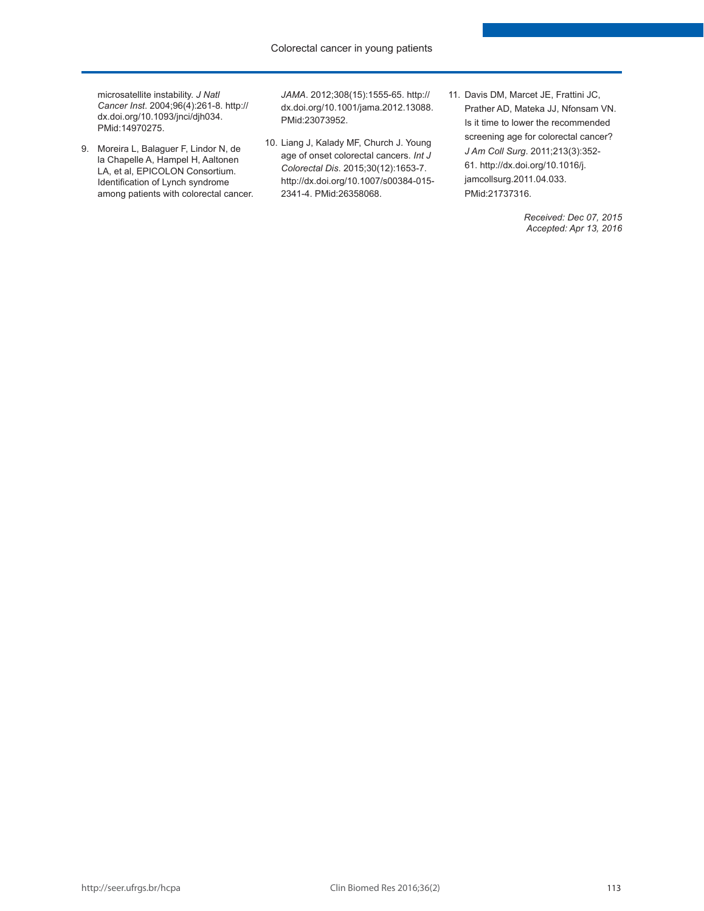microsatellite instability. *J Natl Cancer Inst*. 2004;96(4):261-8. http://dx.doi.org/10.1093/jnci/djh034. PMid:14970275.

9. Moreira L, Balaguer F, Lindor N, de la Chapelle A, Hampel H, Aaltonen LA, et al, EPICOLON Consortium. Identification of Lynch syndrome among patients with colorectal cancer. *JAMA*. 2012;308(15):1555-65. http://dx.doi.org/10.1001/jama.2012.13088. PMid:23073952.

10. Liang J, Kalady MF, Church J. Young age of onset colorectal cancers. *Int J Colorectal Dis*. 2015;30(12):1653-7. http://dx.doi.org/10.1007/s00384-015-2341-4. PMid:26358068.

11. Davis DM, Marcet JE, Frattini JC, Prather AD, Mateka JJ, Nfonsam VN. Is it time to lower the recommended screening age for colorectal cancer? *J Am Coll Surg*. 2011;213(3):352-61. http://dx.doi.org/10.1016/j.jamcollsurg.2011.04.033. PMid:21737316.

*Received: Dec 07, 2015*
*Accepted: Apr 13, 2016*